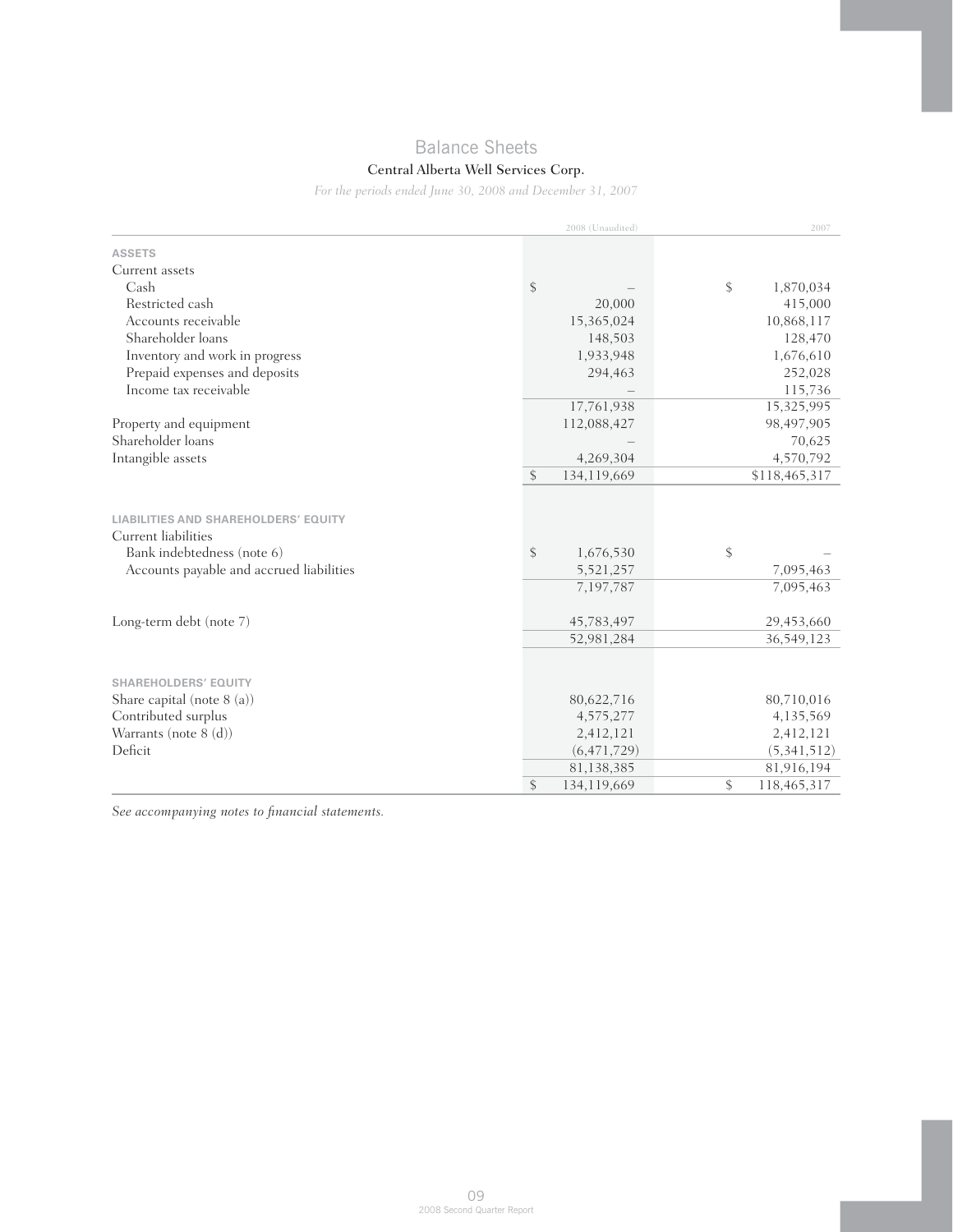# Balance Sheets

**Central Alberta Well Services Corp.**

*For the periods ended June 30, 2008 and December 31, 2007*

| | 2008 (Unaudited) | 2007 |
|---|---|---|
| **ASSETS** | | |
| Current assets | | |
| Cash | $ – | $ 1,870,034 |
| Restricted cash | 20,000 | 415,000 |
| Accounts receivable | 15,365,024 | 10,868,117 |
| Shareholder loans | 148,503 | 128,470 |
| Inventory and work in progress | 1,933,948 | 1,676,610 |
| Prepaid expenses and deposits | 294,463 | 252,028 |
| Income tax receivable | – | 115,736 |
| | 17,761,938 | 15,325,995 |
| Property and equipment | 112,088,427 | 98,497,905 |
| Shareholder loans | – | 70,625 |
| Intangible assets | 4,269,304 | 4,570,792 |
| | $ 134,119,669 | $118,465,317 |
| **LIABILITIES AND SHAREHOLDERS' EQUITY** | | |
| Current liabilities | | |
| Bank indebtedness (note 6) | $ 1,676,530 | $ – |
| Accounts payable and accrued liabilities | 5,521,257 | 7,095,463 |
| | 7,197,787 | 7,095,463 |
| Long-term debt (note 7) | 45,783,497 | 29,453,660 |
| | 52,981,284 | 36,549,123 |
| **SHAREHOLDERS' EQUITY** | | |
| Share capital (note 8 (a)) | 80,622,716 | 80,710,016 |
| Contributed surplus | 4,575,277 | 4,135,569 |
| Warrants (note 8 (d)) | 2,412,121 | 2,412,121 |
| Deficit | (6,471,729) | (5,341,512) |
| | 81,138,385 | 81,916,194 |
| | $ 134,119,669 | $ 118,465,317 |

*See accompanying notes to financial statements.*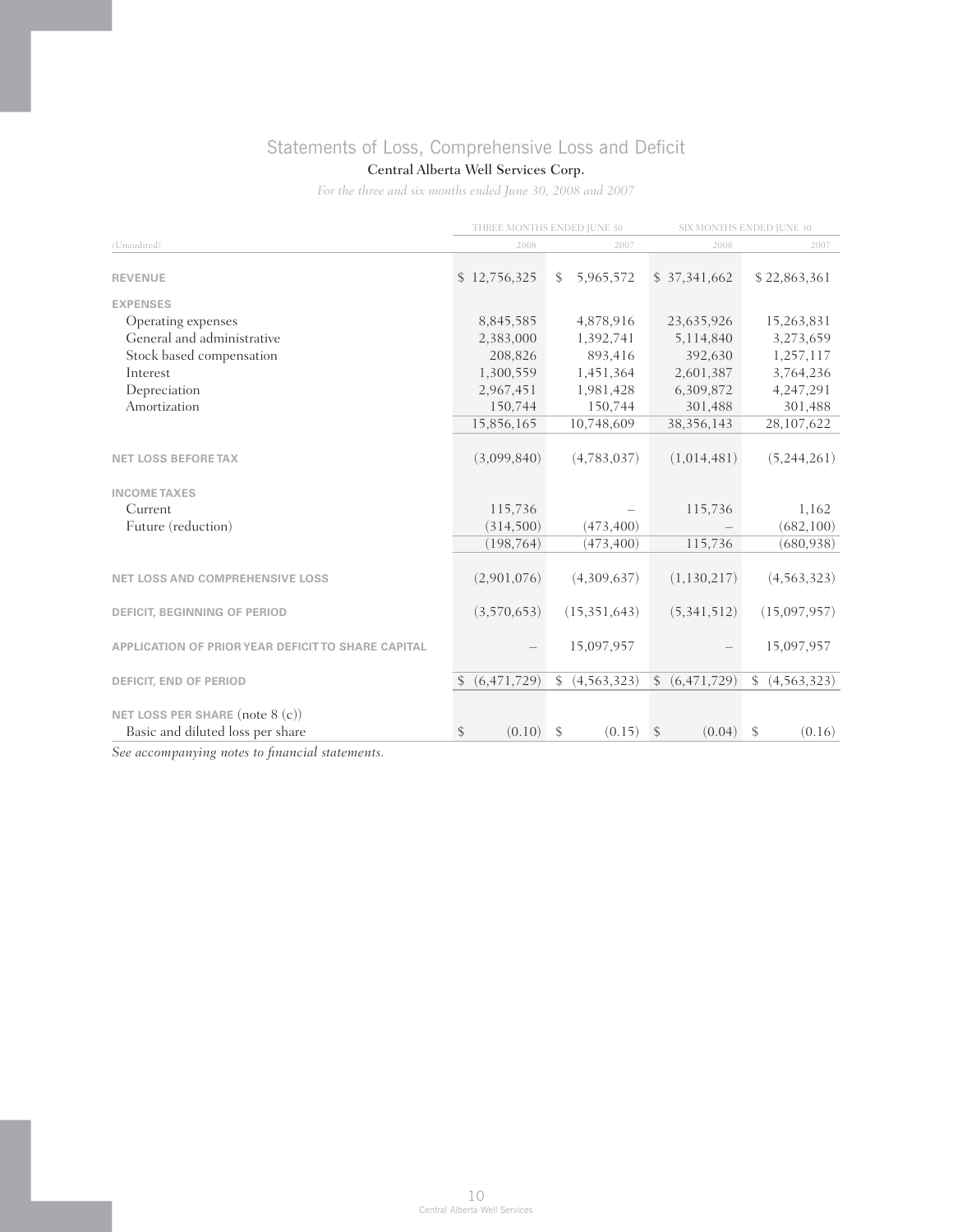# Statements of Loss, Comprehensive Loss and Deficit

**Central Alberta Well Services Corp.**

*For the three and six months ended June 30, 2008 and 2007*

| | THREE MONTHS ENDED JUNE 30 | | SIX MONTHS ENDED JUNE 30 | |
|---|---|---|---|---|
| (Unaudited) | 2008 | 2007 | 2008 | 2007 |
| **REVENUE** | $ 12,756,325 | $ 5,965,572 | $ 37,341,662 | $ 22,863,361 |
| **EXPENSES** | | | | |
| Operating expenses | 8,845,585 | 4,878,916 | 23,635,926 | 15,263,831 |
| General and administrative | 2,383,000 | 1,392,741 | 5,114,840 | 3,273,659 |
| Stock based compensation | 208,826 | 893,416 | 392,630 | 1,257,117 |
| Interest | 1,300,559 | 1,451,364 | 2,601,387 | 3,764,236 |
| Depreciation | 2,967,451 | 1,981,428 | 6,309,872 | 4,247,291 |
| Amortization | 150,744 | 150,744 | 301,488 | 301,488 |
| | 15,856,165 | 10,748,609 | 38,356,143 | 28,107,622 |
| **NET LOSS BEFORE TAX** | (3,099,840) | (4,783,037) | (1,014,481) | (5,244,261) |
| **INCOME TAXES** | | | | |
| Current | 115,736 | – | 115,736 | 1,162 |
| Future (reduction) | (314,500) | (473,400) | – | (682,100) |
| | (198,764) | (473,400) | 115,736 | (680,938) |
| **NET LOSS AND COMPREHENSIVE LOSS** | (2,901,076) | (4,309,637) | (1,130,217) | (4,563,323) |
| **DEFICIT, BEGINNING OF PERIOD** | (3,570,653) | (15,351,643) | (5,341,512) | (15,097,957) |
| **APPLICATION OF PRIOR YEAR DEFICIT TO SHARE CAPITAL** | – | 15,097,957 | – | 15,097,957 |
| **DEFICIT, END OF PERIOD** | $ (6,471,729) | $ (4,563,323) | $ (6,471,729) | $ (4,563,323) |
| **NET LOSS PER SHARE** (note 8 (c)) | | | | |
| Basic and diluted loss per share | $ (0.10) | $ (0.15) | $ (0.04) | $ (0.16) |

*See accompanying notes to financial statements.*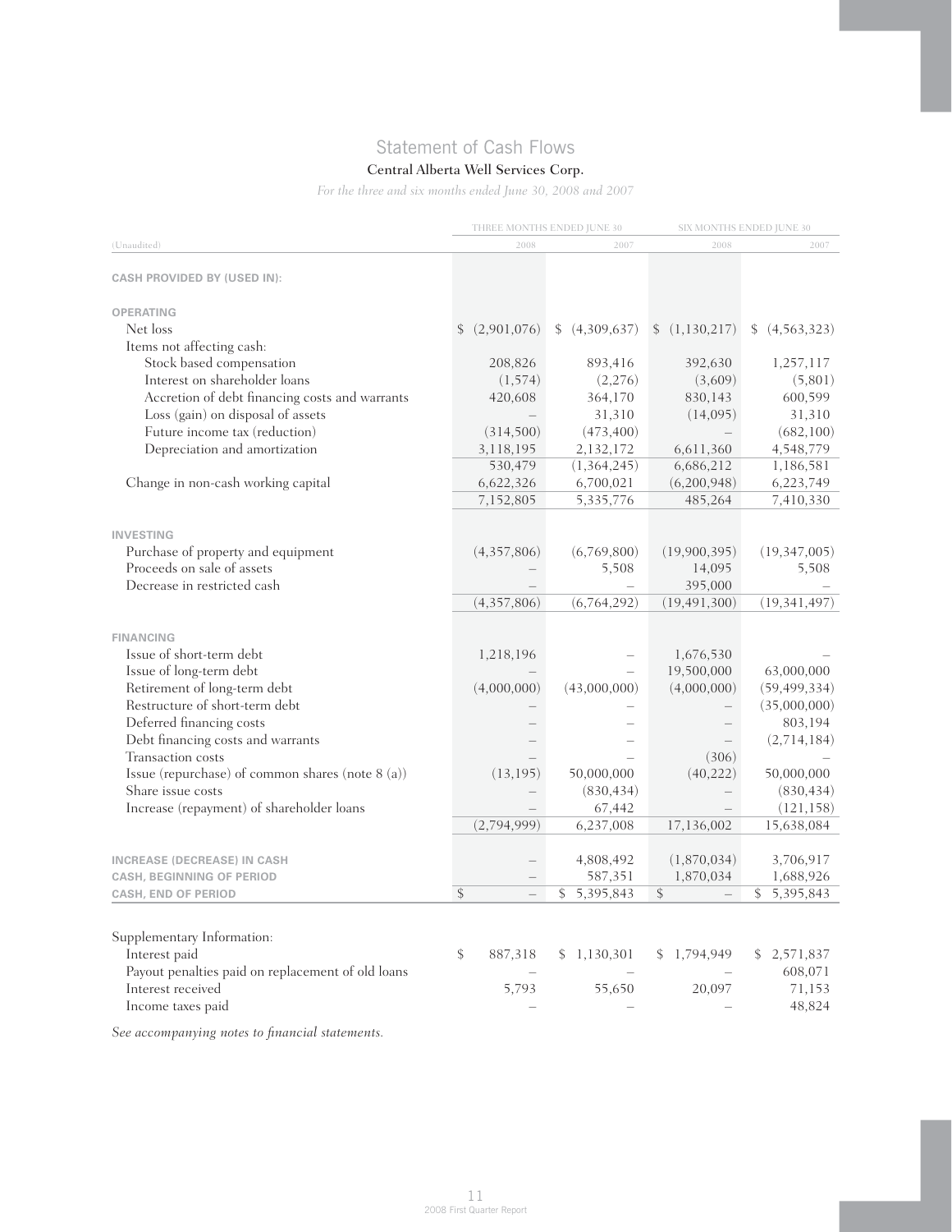# Statement of Cash Flows

**Central Alberta Well Services Corp.**

*For the three and six months ended June 30, 2008 and 2007*

| (Unaudited) | THREE MONTHS ENDED JUNE 30 | | SIX MONTHS ENDED JUNE 30 | |
|---|---|---|---|---|
| | 2008 | 2007 | 2008 | 2007 |
| **CASH PROVIDED BY (USED IN):** | | | | |
| **OPERATING** | | | | |
| Net loss | $ (2,901,076) | $ (4,309,637) | $ (1,130,217) | $ (4,563,323) |
| Items not affecting cash: | | | | |
| Stock based compensation | 208,826 | 893,416 | 392,630 | 1,257,117 |
| Interest on shareholder loans | (1,574) | (2,276) | (3,609) | (5,801) |
| Accretion of debt financing costs and warrants | 420,608 | 364,170 | 830,143 | 600,599 |
| Loss (gain) on disposal of assets | – | 31,310 | (14,095) | 31,310 |
| Future income tax (reduction) | (314,500) | (473,400) | – | (682,100) |
| Depreciation and amortization | 3,118,195 | 2,132,172 | 6,611,360 | 4,548,779 |
| | 530,479 | (1,364,245) | 6,686,212 | 1,186,581 |
| Change in non-cash working capital | 6,622,326 | 6,700,021 | (6,200,948) | 6,223,749 |
| | 7,152,805 | 5,335,776 | 485,264 | 7,410,330 |
| **INVESTING** | | | | |
| Purchase of property and equipment | (4,357,806) | (6,769,800) | (19,900,395) | (19,347,005) |
| Proceeds on sale of assets | – | 5,508 | 14,095 | 5,508 |
| Decrease in restricted cash | – | – | 395,000 | – |
| | (4,357,806) | (6,764,292) | (19,491,300) | (19,341,497) |
| **FINANCING** | | | | |
| Issue of short-term debt | 1,218,196 | – | 1,676,530 | – |
| Issue of long-term debt | – | – | 19,500,000 | 63,000,000 |
| Retirement of long-term debt | (4,000,000) | (43,000,000) | (4,000,000) | (59,499,334) |
| Restructure of short-term debt | – | – | – | (35,000,000) |
| Deferred financing costs | – | – | – | 803,194 |
| Debt financing costs and warrants | – | – | – | (2,714,184) |
| Transaction costs | – | – | (306) | – |
| Issue (repurchase) of common shares (note 8 (a)) | (13,195) | 50,000,000 | (40,222) | 50,000,000 |
| Share issue costs | – | (830,434) | – | (830,434) |
| Increase (repayment) of shareholder loans | – | 67,442 | – | (121,158) |
| | (2,794,999) | 6,237,008 | 17,136,002 | 15,638,084 |
| **INCREASE (DECREASE) IN CASH** | – | 4,808,492 | (1,870,034) | 3,706,917 |
| **CASH, BEGINNING OF PERIOD** | – | 587,351 | 1,870,034 | 1,688,926 |
| **CASH, END OF PERIOD** | $ – | $ 5,395,843 | $ – | $ 5,395,843 |
| Supplementary Information: | | | | |
| Interest paid | $ 887,318 | $ 1,130,301 | $ 1,794,949 | $ 2,571,837 |
| Payout penalties paid on replacement of old loans | – | – | – | 608,071 |
| Interest received | 5,793 | 55,650 | 20,097 | 71,153 |
| Income taxes paid | – | – | – | 48,824 |

*See accompanying notes to financial statements.*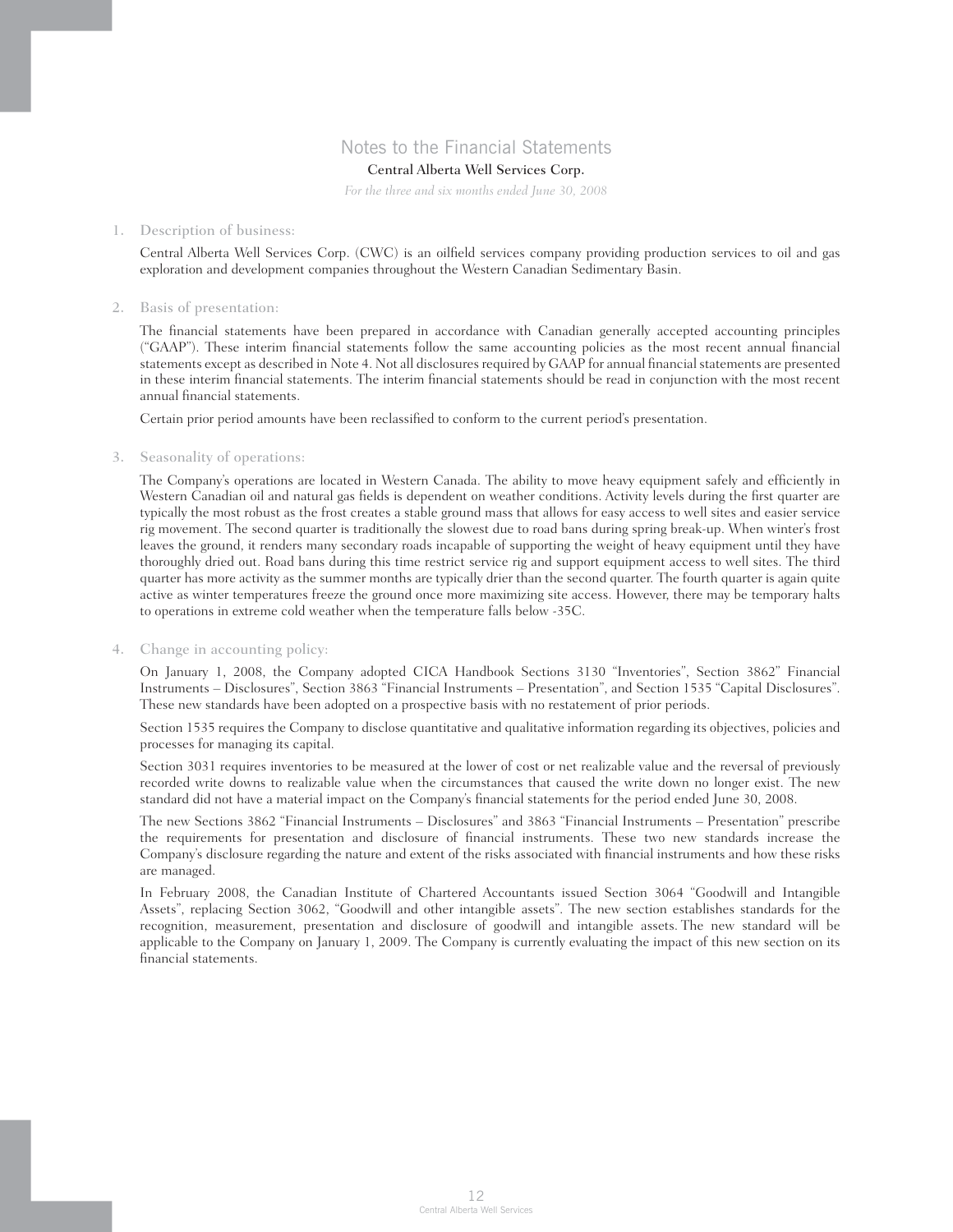# Notes to the Financial Statements

**Central Alberta Well Services Corp.**

*For the three and six months ended June 30, 2008*

## 1. Description of business:

Central Alberta Well Services Corp. (CWC) is an oilfield services company providing production services to oil and gas exploration and development companies throughout the Western Canadian Sedimentary Basin.

## 2. Basis of presentation:

The financial statements have been prepared in accordance with Canadian generally accepted accounting principles ("GAAP"). These interim financial statements follow the same accounting policies as the most recent annual financial statements except as described in Note 4. Not all disclosures required by GAAP for annual financial statements are presented in these interim financial statements. The interim financial statements should be read in conjunction with the most recent annual financial statements.

Certain prior period amounts have been reclassified to conform to the current period's presentation.

## 3. Seasonality of operations:

The Company's operations are located in Western Canada. The ability to move heavy equipment safely and efficiently in Western Canadian oil and natural gas fields is dependent on weather conditions. Activity levels during the first quarter are typically the most robust as the frost creates a stable ground mass that allows for easy access to well sites and easier service rig movement. The second quarter is traditionally the slowest due to road bans during spring break-up. When winter's frost leaves the ground, it renders many secondary roads incapable of supporting the weight of heavy equipment until they have thoroughly dried out. Road bans during this time restrict service rig and support equipment access to well sites. The third quarter has more activity as the summer months are typically drier than the second quarter. The fourth quarter is again quite active as winter temperatures freeze the ground once more maximizing site access. However, there may be temporary halts to operations in extreme cold weather when the temperature falls below -35C.

## 4. Change in accounting policy:

On January 1, 2008, the Company adopted CICA Handbook Sections 3130 "Inventories", Section 3862" Financial Instruments – Disclosures", Section 3863 "Financial Instruments – Presentation", and Section 1535 "Capital Disclosures". These new standards have been adopted on a prospective basis with no restatement of prior periods.

Section 1535 requires the Company to disclose quantitative and qualitative information regarding its objectives, policies and processes for managing its capital.

Section 3031 requires inventories to be measured at the lower of cost or net realizable value and the reversal of previously recorded write downs to realizable value when the circumstances that caused the write down no longer exist. The new standard did not have a material impact on the Company's financial statements for the period ended June 30, 2008.

The new Sections 3862 "Financial Instruments – Disclosures" and 3863 "Financial Instruments – Presentation" prescribe the requirements for presentation and disclosure of financial instruments. These two new standards increase the Company's disclosure regarding the nature and extent of the risks associated with financial instruments and how these risks are managed.

In February 2008, the Canadian Institute of Chartered Accountants issued Section 3064 "Goodwill and Intangible Assets", replacing Section 3062, "Goodwill and other intangible assets". The new section establishes standards for the recognition, measurement, presentation and disclosure of goodwill and intangible assets. The new standard will be applicable to the Company on January 1, 2009. The Company is currently evaluating the impact of this new section on its financial statements.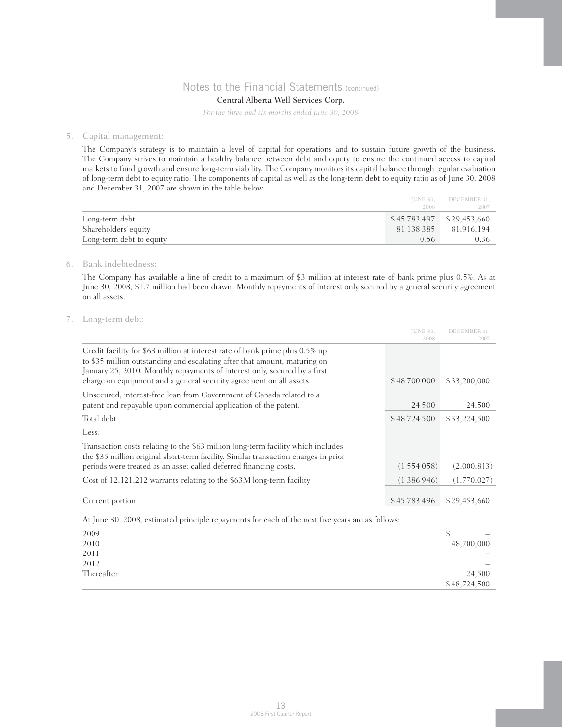## Notes to the Financial Statements (continued)

**Central Alberta Well Services Corp.**

*For the three and six months ended June 30, 2008*

### 5. Capital management:

The Company's strategy is to maintain a level of capital for operations and to sustain future growth of the business. The Company strives to maintain a healthy balance between debt and equity to ensure the continued access to capital markets to fund growth and ensure long-term viability. The Company monitors its capital balance through regular evaluation of long-term debt to equity ratio. The components of capital as well as the long-term debt to equity ratio as of June 30, 2008 and December 31, 2007 are shown in the table below.

| | JUNE 30, 2008 | DECEMBER 31, 2007 |
|---|---|---|
| Long-term debt | $45,783,497 | $29,453,660 |
| Shareholders' equity | 81,138,385 | 81,916,194 |
| Long-term debt to equity | 0.56 | 0.36 |

### 6. Bank indebtedness:

The Company has available a line of credit to a maximum of $3 million at interest rate of bank prime plus 0.5%. As at June 30, 2008, $1.7 million had been drawn. Monthly repayments of interest only secured by a general security agreement on all assets.

### 7. Long-term debt:

| | JUNE 30, 2008 | DECEMBER 31, 2007 |
|---|---|---|
| Credit facility for $63 million at interest rate of bank prime plus 0.5% up to $35 million outstanding and escalating after that amount, maturing on January 25, 2010. Monthly repayments of interest only, secured by a first charge on equipment and a general security agreement on all assets. | $48,700,000 | $33,200,000 |
| Unsecured, interest-free loan from Government of Canada related to a patent and repayable upon commercial application of the patent. | 24,500 | 24,500 |
| Total debt | $48,724,500 | $33,224,500 |
| Less: | | |
| Transaction costs relating to the $63 million long-term facility which includes the $35 million original short-term facility. Similar transaction charges in prior periods were treated as an asset called deferred financing costs. | (1,554,058) | (2,000,813) |
| Cost of 12,121,212 warrants relating to the $63M long-term facility | (1,386,946) | (1,770,027) |
| Current portion | $45,783,496 | $29,453,660 |

At June 30, 2008, estimated principle repayments for each of the next five years are as follows:

| | |
|---|---|
| 2009 | $ – |
| 2010 | 48,700,000 |
| 2011 | – |
| 2012 | – |
| Thereafter | 24,500 |
| | $48,724,500 |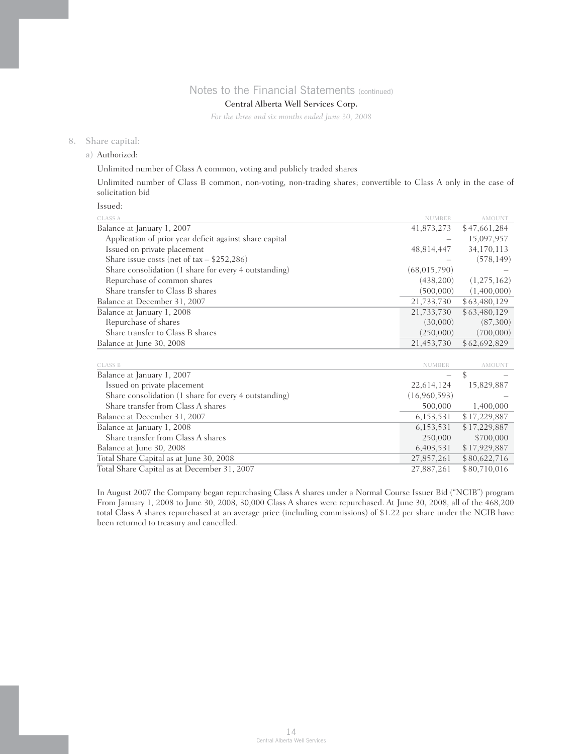# Notes to the Financial Statements (continued)

**Central Alberta Well Services Corp.**

*For the three and six months ended June 30, 2008*

## 8. Share capital:

### a) Authorized:

Unlimited number of Class A common, voting and publicly traded shares

Unlimited number of Class B common, non-voting, non-trading shares; convertible to Class A only in the case of solicitation bid

Issued:

| CLASS A | NUMBER | AMOUNT |
|---|---|---|
| Balance at January 1, 2007 | 41,873,273 | $47,661,284 |
| Application of prior year deficit against share capital | – | 15,097,957 |
| Issued on private placement | 48,814,447 | 34,170,113 |
| Share issue costs (net of tax – $252,286) | – | (578,149) |
| Share consolidation (1 share for every 4 outstanding) | (68,015,790) | – |
| Repurchase of common shares | (438,200) | (1,275,162) |
| Share transfer to Class B shares | (500,000) | (1,400,000) |
| Balance at December 31, 2007 | 21,733,730 | $63,480,129 |
| Balance at January 1, 2008 | 21,733,730 | $63,480,129 |
| Repurchase of shares | (30,000) | (87,300) |
| Share transfer to Class B shares | (250,000) | (700,000) |
| Balance at June 30, 2008 | 21,453,730 | $62,692,829 |

| CLASS B | NUMBER | AMOUNT |
|---|---|---|
| Balance at January 1, 2007 | – | $ – |
| Issued on private placement | 22,614,124 | 15,829,887 |
| Share consolidation (1 share for every 4 outstanding) | (16,960,593) | – |
| Share transfer from Class A shares | 500,000 | 1,400,000 |
| Balance at December 31, 2007 | 6,153,531 | $17,229,887 |
| Balance at January 1, 2008 | 6,153,531 | $17,229,887 |
| Share transfer from Class A shares | 250,000 | $700,000 |
| Balance at June 30, 2008 | 6,403,531 | $17,929,887 |
| Total Share Capital as at June 30, 2008 | 27,857,261 | $80,622,716 |
| Total Share Capital as at December 31, 2007 | 27,887,261 | $80,710,016 |

In August 2007 the Company began repurchasing Class A shares under a Normal Course Issuer Bid ("NCIB") program From January 1, 2008 to June 30, 2008, 30,000 Class A shares were repurchased. At June 30, 2008, all of the 468,200 total Class A shares repurchased at an average price (including commissions) of $1.22 per share under the NCIB have been returned to treasury and cancelled.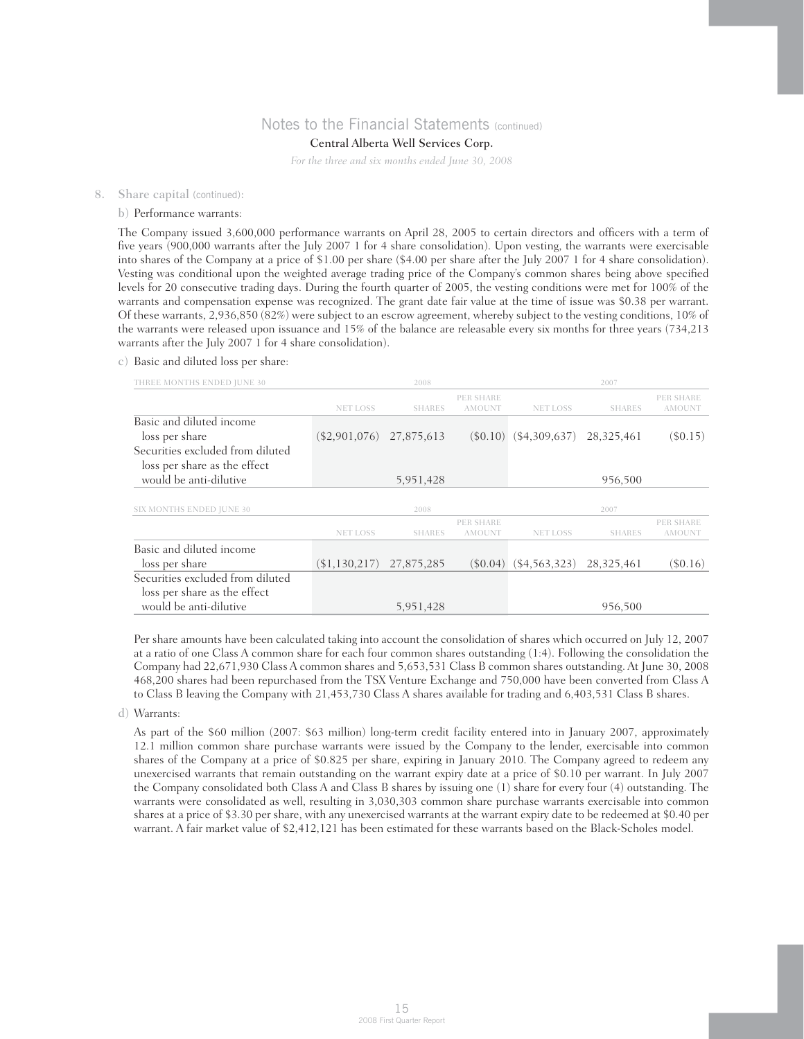# Notes to the Financial Statements (continued)

**Central Alberta Well Services Corp.**

*For the three and six months ended June 30, 2008*

8. Share capital (continued):

b) Performance warrants:

The Company issued 3,600,000 performance warrants on April 28, 2005 to certain directors and officers with a term of five years (900,000 warrants after the July 2007 1 for 4 share consolidation). Upon vesting, the warrants were exercisable into shares of the Company at a price of $1.00 per share ($4.00 per share after the July 2007 1 for 4 share consolidation). Vesting was conditional upon the weighted average trading price of the Company's common shares being above specified levels for 20 consecutive trading days. During the fourth quarter of 2005, the vesting conditions were met for 100% of the warrants and compensation expense was recognized. The grant date fair value at the time of issue was $0.38 per warrant. Of these warrants, 2,936,850 (82%) were subject to an escrow agreement, whereby subject to the vesting conditions, 10% of the warrants were released upon issuance and 15% of the balance are releasable every six months for three years (734,213 warrants after the July 2007 1 for 4 share consolidation).

c) Basic and diluted loss per share:

| THREE MONTHS ENDED JUNE 30 | 2008 | | | 2007 | | |
|---|---|---|---|---|---|---|
| | NET LOSS | SHARES | PER SHARE AMOUNT | NET LOSS | SHARES | PER SHARE AMOUNT |
| Basic and diluted income loss per share | ($2,901,076) | 27,875,613 | ($0.10) | ($4,309,637) | 28,325,461 | ($0.15) |
| Securities excluded from diluted loss per share as the effect would be anti-dilutive | | 5,951,428 | | | 956,500 | |

| SIX MONTHS ENDED JUNE 30 | 2008 | | | 2007 | | |
|---|---|---|---|---|---|---|
| | NET LOSS | SHARES | PER SHARE AMOUNT | NET LOSS | SHARES | PER SHARE AMOUNT |
| Basic and diluted income loss per share | ($1,130,217) | 27,875,285 | ($0.04) | ($4,563,323) | 28,325,461 | ($0.16) |
| Securities excluded from diluted loss per share as the effect would be anti-dilutive | | 5,951,428 | | | 956,500 | |

Per share amounts have been calculated taking into account the consolidation of shares which occurred on July 12, 2007 at a ratio of one Class A common share for each four common shares outstanding (1:4). Following the consolidation the Company had 22,671,930 Class A common shares and 5,653,531 Class B common shares outstanding. At June 30, 2008 468,200 shares had been repurchased from the TSX Venture Exchange and 750,000 have been converted from Class A to Class B leaving the Company with 21,453,730 Class A shares available for trading and 6,403,531 Class B shares.

d) Warrants:

As part of the $60 million (2007: $63 million) long-term credit facility entered into in January 2007, approximately 12.1 million common share purchase warrants were issued by the Company to the lender, exercisable into common shares of the Company at a price of $0.825 per share, expiring in January 2010. The Company agreed to redeem any unexercised warrants that remain outstanding on the warrant expiry date at a price of $0.10 per warrant. In July 2007 the Company consolidated both Class A and Class B shares by issuing one (1) share for every four (4) outstanding. The warrants were consolidated as well, resulting in 3,030,303 common share purchase warrants exercisable into common shares at a price of $3.30 per share, with any unexercised warrants at the warrant expiry date to be redeemed at $0.40 per warrant. A fair market value of $2,412,121 has been estimated for these warrants based on the Black-Scholes model.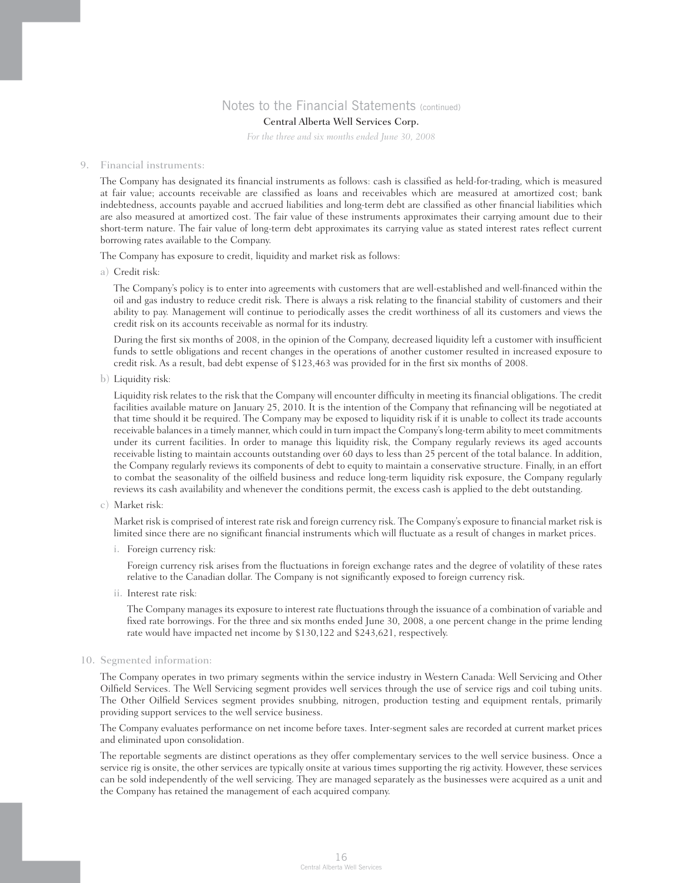## Notes to the Financial Statements (continued)

**Central Alberta Well Services Corp.**

*For the three and six months ended June 30, 2008*

### 9. Financial instruments:

The Company has designated its financial instruments as follows: cash is classified as held-for-trading, which is measured at fair value; accounts receivable are classified as loans and receivables which are measured at amortized cost; bank indebtedness, accounts payable and accrued liabilities and long-term debt are classified as other financial liabilities which are also measured at amortized cost. The fair value of these instruments approximates their carrying amount due to their short-term nature. The fair value of long-term debt approximates its carrying value as stated interest rates reflect current borrowing rates available to the Company.

The Company has exposure to credit, liquidity and market risk as follows:

a) Credit risk:

The Company's policy is to enter into agreements with customers that are well-established and well-financed within the oil and gas industry to reduce credit risk. There is always a risk relating to the financial stability of customers and their ability to pay. Management will continue to periodically asses the credit worthiness of all its customers and views the credit risk on its accounts receivable as normal for its industry.

During the first six months of 2008, in the opinion of the Company, decreased liquidity left a customer with insufficient funds to settle obligations and recent changes in the operations of another customer resulted in increased exposure to credit risk. As a result, bad debt expense of $123,463 was provided for in the first six months of 2008.

b) Liquidity risk:

Liquidity risk relates to the risk that the Company will encounter difficulty in meeting its financial obligations. The credit facilities available mature on January 25, 2010. It is the intention of the Company that refinancing will be negotiated at that time should it be required. The Company may be exposed to liquidity risk if it is unable to collect its trade accounts receivable balances in a timely manner, which could in turn impact the Company's long-term ability to meet commitments under its current facilities. In order to manage this liquidity risk, the Company regularly reviews its aged accounts receivable listing to maintain accounts outstanding over 60 days to less than 25 percent of the total balance. In addition, the Company regularly reviews its components of debt to equity to maintain a conservative structure. Finally, in an effort to combat the seasonality of the oilfield business and reduce long-term liquidity risk exposure, the Company regularly reviews its cash availability and whenever the conditions permit, the excess cash is applied to the debt outstanding.

c) Market risk:

Market risk is comprised of interest rate risk and foreign currency risk. The Company's exposure to financial market risk is limited since there are no significant financial instruments which will fluctuate as a result of changes in market prices.

i. Foreign currency risk:

Foreign currency risk arises from the fluctuations in foreign exchange rates and the degree of volatility of these rates relative to the Canadian dollar. The Company is not significantly exposed to foreign currency risk.

ii. Interest rate risk:

The Company manages its exposure to interest rate fluctuations through the issuance of a combination of variable and fixed rate borrowings. For the three and six months ended June 30, 2008, a one percent change in the prime lending rate would have impacted net income by $130,122 and $243,621, respectively.

### 10. Segmented information:

The Company operates in two primary segments within the service industry in Western Canada: Well Servicing and Other Oilfield Services. The Well Servicing segment provides well services through the use of service rigs and coil tubing units. The Other Oilfield Services segment provides snubbing, nitrogen, production testing and equipment rentals, primarily providing support services to the well service business.

The Company evaluates performance on net income before taxes. Inter-segment sales are recorded at current market prices and eliminated upon consolidation.

The reportable segments are distinct operations as they offer complementary services to the well service business. Once a service rig is onsite, the other services are typically onsite at various times supporting the rig activity. However, these services can be sold independently of the well servicing. They are managed separately as the businesses were acquired as a unit and the Company has retained the management of each acquired company.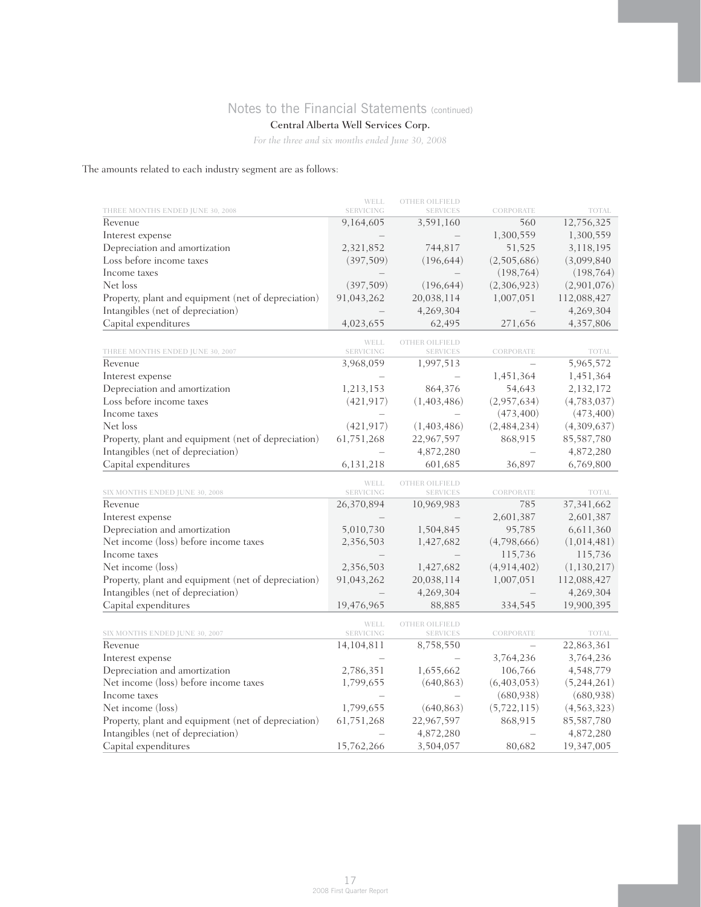## Notes to the Financial Statements (continued)

### Central Alberta Well Services Corp.

*For the three and six months ended June 30, 2008*

The amounts related to each industry segment are as follows:

| THREE MONTHS ENDED JUNE 30, 2008 | WELL SERVICING | OTHER OILFIELD SERVICES | CORPORATE | TOTAL |
|---|---|---|---|---|
| Revenue | 9,164,605 | 3,591,160 | 560 | 12,756,325 |
| Interest expense | – | – | 1,300,559 | 1,300,559 |
| Depreciation and amortization | 2,321,852 | 744,817 | 51,525 | 3,118,195 |
| Loss before income taxes | (397,509) | (196,644) | (2,505,686) | (3,099,840 |
| Income taxes | – | – | (198,764) | (198,764) |
| Net loss | (397,509) | (196,644) | (2,306,923) | (2,901,076) |
| Property, plant and equipment (net of depreciation) | 91,043,262 | 20,038,114 | 1,007,051 | 112,088,427 |
| Intangibles (net of depreciation) | – | 4,269,304 | – | 4,269,304 |
| Capital expenditures | 4,023,655 | 62,495 | 271,656 | 4,357,806 |

| THREE MONTHS ENDED JUNE 30, 2007 | WELL SERVICING | OTHER OILFIELD SERVICES | CORPORATE | TOTAL |
|---|---|---|---|---|
| Revenue | 3,968,059 | 1,997,513 | – | 5,965,572 |
| Interest expense | – | – | 1,451,364 | 1,451,364 |
| Depreciation and amortization | 1,213,153 | 864,376 | 54,643 | 2,132,172 |
| Loss before income taxes | (421,917) | (1,403,486) | (2,957,634) | (4,783,037) |
| Income taxes | – | – | (473,400) | (473,400) |
| Net loss | (421,917) | (1,403,486) | (2,484,234) | (4,309,637) |
| Property, plant and equipment (net of depreciation) | 61,751,268 | 22,967,597 | 868,915 | 85,587,780 |
| Intangibles (net of depreciation) | – | 4,872,280 | – | 4,872,280 |
| Capital expenditures | 6,131,218 | 601,685 | 36,897 | 6,769,800 |

| SIX MONTHS ENDED JUNE 30, 2008 | WELL SERVICING | OTHER OILFIELD SERVICES | CORPORATE | TOTAL |
|---|---|---|---|---|
| Revenue | 26,370,894 | 10,969,983 | 785 | 37,341,662 |
| Interest expense | – | – | 2,601,387 | 2,601,387 |
| Depreciation and amortization | 5,010,730 | 1,504,845 | 95,785 | 6,611,360 |
| Net income (loss) before income taxes | 2,356,503 | 1,427,682 | (4,798,666) | (1,014,481) |
| Income taxes | – | – | 115,736 | 115,736 |
| Net income (loss) | 2,356,503 | 1,427,682 | (4,914,402) | (1,130,217) |
| Property, plant and equipment (net of depreciation) | 91,043,262 | 20,038,114 | 1,007,051 | 112,088,427 |
| Intangibles (net of depreciation) | – | 4,269,304 | – | 4,269,304 |
| Capital expenditures | 19,476,965 | 88,885 | 334,545 | 19,900,395 |

| SIX MONTHS ENDED JUNE 30, 2007 | WELL SERVICING | OTHER OILFIELD SERVICES | CORPORATE | TOTAL |
|---|---|---|---|---|
| Revenue | 14,104,811 | 8,758,550 | – | 22,863,361 |
| Interest expense | – | – | 3,764,236 | 3,764,236 |
| Depreciation and amortization | 2,786,351 | 1,655,662 | 106,766 | 4,548,779 |
| Net income (loss) before income taxes | 1,799,655 | (640,863) | (6,403,053) | (5,244,261) |
| Income taxes | – | – | (680,938) | (680,938) |
| Net income (loss) | 1,799,655 | (640,863) | (5,722,115) | (4,563,323) |
| Property, plant and equipment (net of depreciation) | 61,751,268 | 22,967,597 | 868,915 | 85,587,780 |
| Intangibles (net of depreciation) | – | 4,872,280 | – | 4,872,280 |
| Capital expenditures | 15,762,266 | 3,504,057 | 80,682 | 19,347,005 |